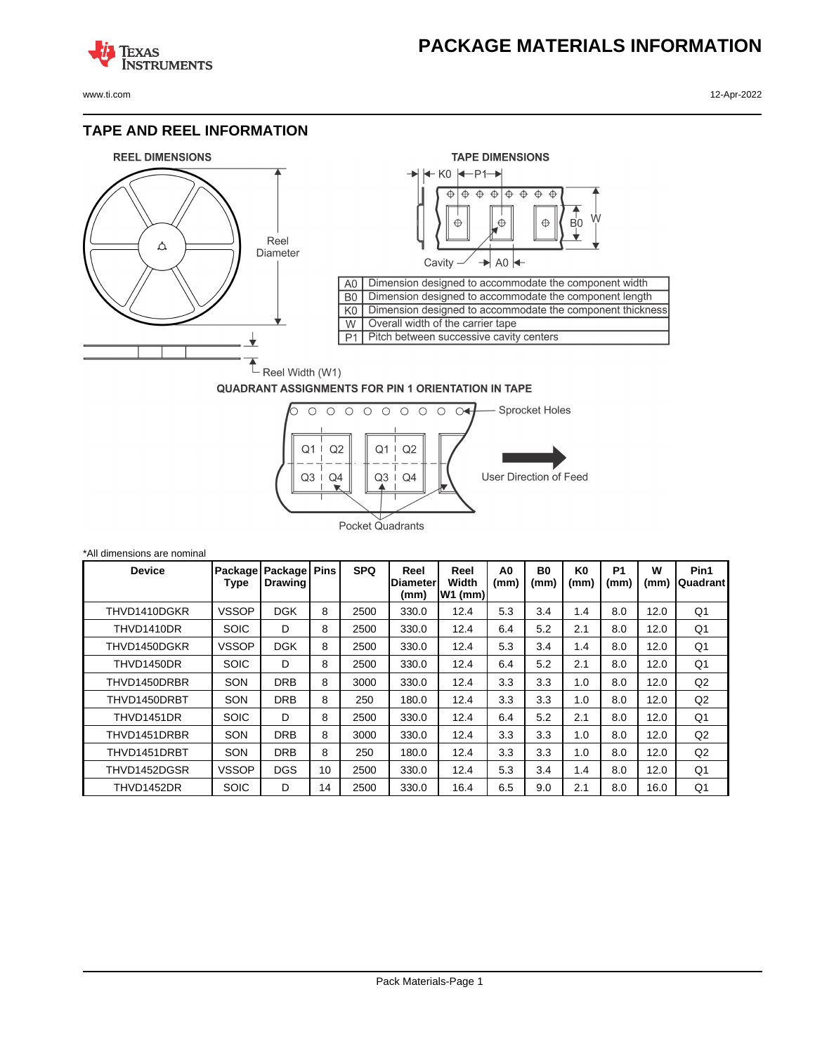# PACKAGE MATERIALS INFORMATION

## TAPE AND REEL INFORMATION

REEL DIMENSIONS

Reel Diameter

Reel Width (W1)

TAPE DIMENSIONS

| | |
|---|---|
| A0 | Dimension designed to accommodate the component width |
| B0 | Dimension designed to accommodate the component length |
| K0 | Dimension designed to accommodate the component thickness |
| W | Overall width of the carrier tape |
| P1 | Pitch between successive cavity centers |

QUADRANT ASSIGNMENTS FOR PIN 1 ORIENTATION IN TAPE

Sprocket Holes

User Direction of Feed

Pocket Quadrants

*All dimensions are nominal

| Device | Package Type | Package Drawing | Pins | SPQ | Reel Diameter (mm) | Reel Width W1 (mm) | A0 (mm) | B0 (mm) | K0 (mm) | P1 (mm) | W (mm) | Pin1 Quadrant |
|---|---|---|---|---|---|---|---|---|---|---|---|---|
| THVD1410DGKR | VSSOP | DGK | 8 | 2500 | 330.0 | 12.4 | 5.3 | 3.4 | 1.4 | 8.0 | 12.0 | Q1 |
| THVD1410DR | SOIC | D | 8 | 2500 | 330.0 | 12.4 | 6.4 | 5.2 | 2.1 | 8.0 | 12.0 | Q1 |
| THVD1450DGKR | VSSOP | DGK | 8 | 2500 | 330.0 | 12.4 | 5.3 | 3.4 | 1.4 | 8.0 | 12.0 | Q1 |
| THVD1450DR | SOIC | D | 8 | 2500 | 330.0 | 12.4 | 6.4 | 5.2 | 2.1 | 8.0 | 12.0 | Q1 |
| THVD1450DRBR | SON | DRB | 8 | 3000 | 330.0 | 12.4 | 3.3 | 3.3 | 1.0 | 8.0 | 12.0 | Q2 |
| THVD1450DRBT | SON | DRB | 8 | 250 | 180.0 | 12.4 | 3.3 | 3.3 | 1.0 | 8.0 | 12.0 | Q2 |
| THVD1451DR | SOIC | D | 8 | 2500 | 330.0 | 12.4 | 6.4 | 5.2 | 2.1 | 8.0 | 12.0 | Q1 |
| THVD1451DRBR | SON | DRB | 8 | 3000 | 330.0 | 12.4 | 3.3 | 3.3 | 1.0 | 8.0 | 12.0 | Q2 |
| THVD1451DRBT | SON | DRB | 8 | 250 | 180.0 | 12.4 | 3.3 | 3.3 | 1.0 | 8.0 | 12.0 | Q2 |
| THVD1452DGSR | VSSOP | DGS | 10 | 2500 | 330.0 | 12.4 | 5.3 | 3.4 | 1.4 | 8.0 | 12.0 | Q1 |
| THVD1452DR | SOIC | D | 14 | 2500 | 330.0 | 16.4 | 6.5 | 9.0 | 2.1 | 8.0 | 16.0 | Q1 |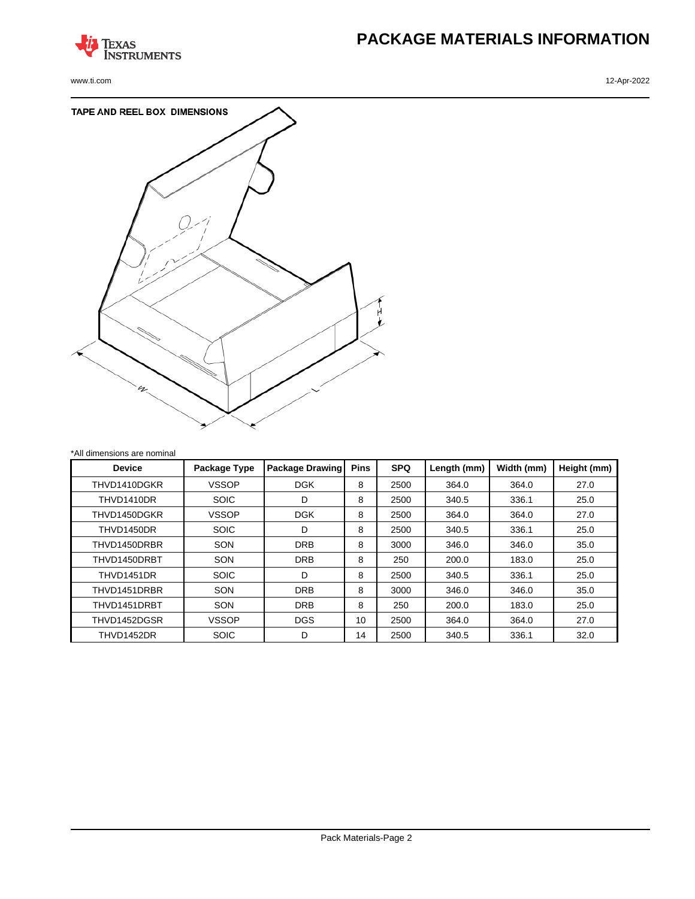# PACKAGE MATERIALS INFORMATION

## TAPE AND REEL BOX DIMENSIONS

*All dimensions are nominal

| Device | Package Type | Package Drawing | Pins | SPQ | Length (mm) | Width (mm) | Height (mm) |
|---|---|---|---|---|---|---|---|
| THVD1410DGKR | VSSOP | DGK | 8 | 2500 | 364.0 | 364.0 | 27.0 |
| THVD1410DR | SOIC | D | 8 | 2500 | 340.5 | 336.1 | 25.0 |
| THVD1450DGKR | VSSOP | DGK | 8 | 2500 | 364.0 | 364.0 | 27.0 |
| THVD1450DR | SOIC | D | 8 | 2500 | 340.5 | 336.1 | 25.0 |
| THVD1450DRBR | SON | DRB | 8 | 3000 | 346.0 | 346.0 | 35.0 |
| THVD1450DRBT | SON | DRB | 8 | 250 | 200.0 | 183.0 | 25.0 |
| THVD1451DR | SOIC | D | 8 | 2500 | 340.5 | 336.1 | 25.0 |
| THVD1451DRBR | SON | DRB | 8 | 3000 | 346.0 | 346.0 | 35.0 |
| THVD1451DRBT | SON | DRB | 8 | 250 | 200.0 | 183.0 | 25.0 |
| THVD1452DGSR | VSSOP | DGS | 10 | 2500 | 364.0 | 364.0 | 27.0 |
| THVD1452DR | SOIC | D | 14 | 2500 | 340.5 | 336.1 | 32.0 |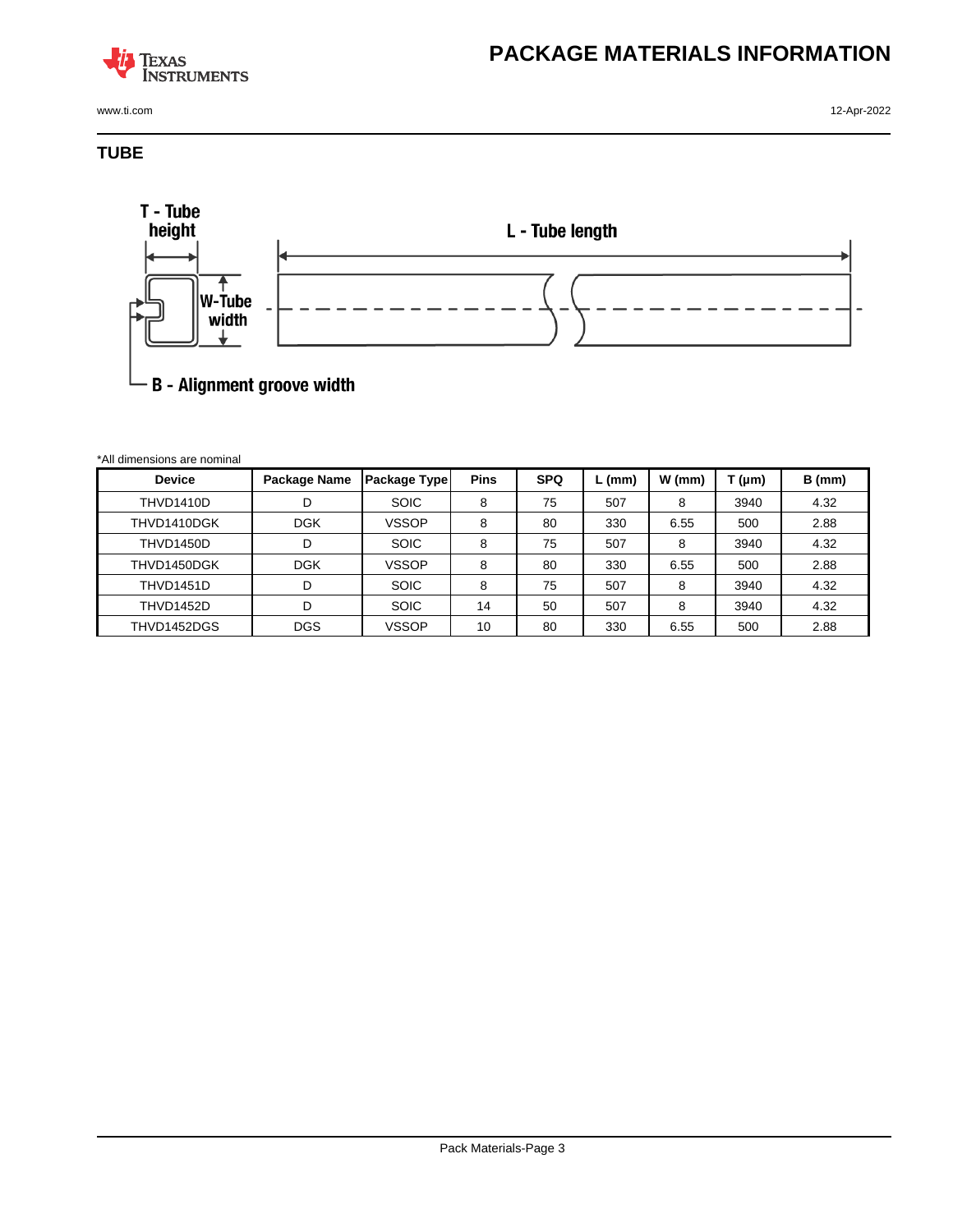## TUBE

T - Tube height

L - Tube length

W-Tube width

B - Alignment groove width

*All dimensions are nominal

| Device | Package Name | Package Type | Pins | SPQ | L (mm) | W (mm) | T (µm) | B (mm) |
|---|---|---|---|---|---|---|---|---|
| THVD1410D | D | SOIC | 8 | 75 | 507 | 8 | 3940 | 4.32 |
| THVD1410DGK | DGK | VSSOP | 8 | 80 | 330 | 6.55 | 500 | 2.88 |
| THVD1450D | D | SOIC | 8 | 75 | 507 | 8 | 3940 | 4.32 |
| THVD1450DGK | DGK | VSSOP | 8 | 80 | 330 | 6.55 | 500 | 2.88 |
| THVD1451D | D | SOIC | 8 | 75 | 507 | 8 | 3940 | 4.32 |
| THVD1452D | D | SOIC | 14 | 50 | 507 | 8 | 3940 | 4.32 |
| THVD1452DGS | DGS | VSSOP | 10 | 80 | 330 | 6.55 | 500 | 2.88 |